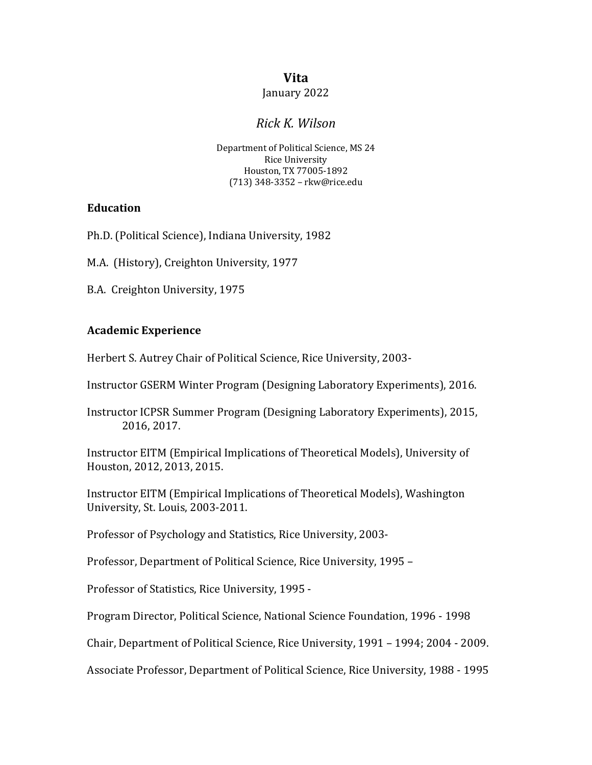# Vita

January 2022

## *Rick K. Wilson*

Department of Political Science, MS 24
Rice University
Houston, TX 77005-1892
(713) 348-3352 – rkw@rice.edu

### Education

Ph.D. (Political Science), Indiana University, 1982

M.A. (History), Creighton University, 1977

B.A. Creighton University, 1975

### Academic Experience

Herbert S. Autrey Chair of Political Science, Rice University, 2003-

Instructor GSERM Winter Program (Designing Laboratory Experiments), 2016.

Instructor ICPSR Summer Program (Designing Laboratory Experiments), 2015, 2016, 2017.

Instructor EITM (Empirical Implications of Theoretical Models), University of Houston, 2012, 2013, 2015.

Instructor EITM (Empirical Implications of Theoretical Models), Washington University, St. Louis, 2003-2011.

Professor of Psychology and Statistics, Rice University, 2003-

Professor, Department of Political Science, Rice University, 1995 –

Professor of Statistics, Rice University, 1995 -

Program Director, Political Science, National Science Foundation, 1996 - 1998

Chair, Department of Political Science, Rice University, 1991 – 1994; 2004 - 2009.

Associate Professor, Department of Political Science, Rice University, 1988 - 1995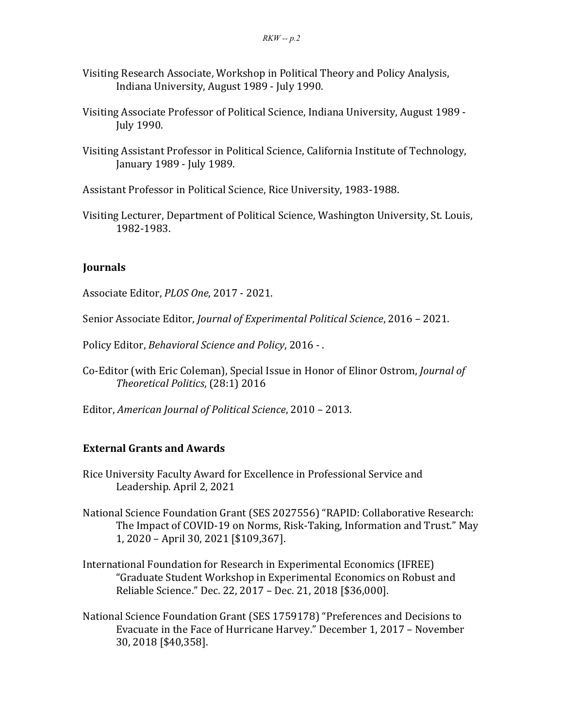Visiting Research Associate, Workshop in Political Theory and Policy Analysis, Indiana University, August 1989 - July 1990.

Visiting Associate Professor of Political Science, Indiana University, August 1989 - July 1990.

Visiting Assistant Professor in Political Science, California Institute of Technology, January 1989 - July 1989.

Assistant Professor in Political Science, Rice University, 1983-1988.

Visiting Lecturer, Department of Political Science, Washington University, St. Louis, 1982-1983.

## Journals

Associate Editor, *PLOS One*, 2017 - 2021.

Senior Associate Editor, *Journal of Experimental Political Science*, 2016 – 2021.

Policy Editor, *Behavioral Science and Policy*, 2016 - .

Co-Editor (with Eric Coleman), Special Issue in Honor of Elinor Ostrom, *Journal of Theoretical Politics*, (28:1) 2016

Editor, *American Journal of Political Science*, 2010 – 2013.

## External Grants and Awards

Rice University Faculty Award for Excellence in Professional Service and Leadership. April 2, 2021

National Science Foundation Grant (SES 2027556) "RAPID: Collaborative Research: The Impact of COVID-19 on Norms, Risk-Taking, Information and Trust." May 1, 2020 – April 30, 2021 [$109,367].

International Foundation for Research in Experimental Economics (IFREE) "Graduate Student Workshop in Experimental Economics on Robust and Reliable Science." Dec. 22, 2017 – Dec. 21, 2018 [$36,000].

National Science Foundation Grant (SES 1759178) "Preferences and Decisions to Evacuate in the Face of Hurricane Harvey." December 1, 2017 – November 30, 2018 [$40,358].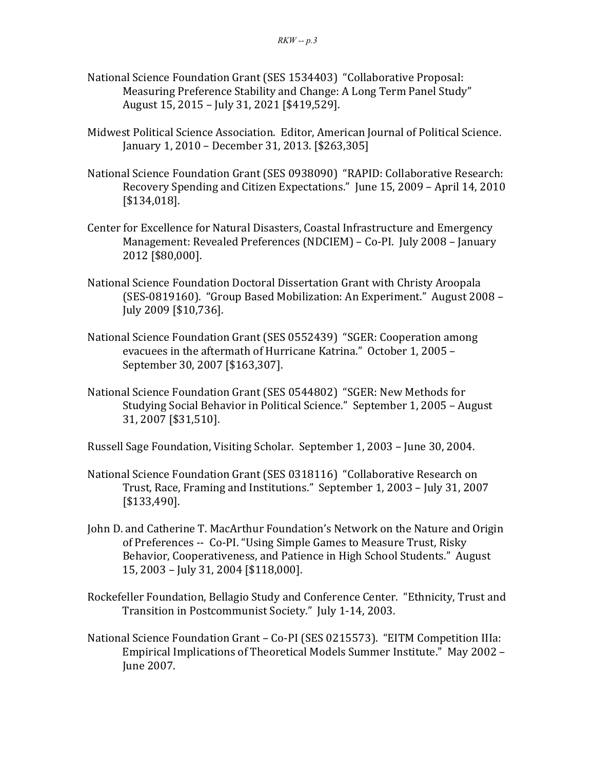National Science Foundation Grant (SES 1534403) "Collaborative Proposal: Measuring Preference Stability and Change: A Long Term Panel Study" August 15, 2015 – July 31, 2021 [$419,529].

Midwest Political Science Association. Editor, American Journal of Political Science. January 1, 2010 – December 31, 2013. [$263,305]

National Science Foundation Grant (SES 0938090) "RAPID: Collaborative Research: Recovery Spending and Citizen Expectations." June 15, 2009 – April 14, 2010 [$134,018].

Center for Excellence for Natural Disasters, Coastal Infrastructure and Emergency Management: Revealed Preferences (NDCIEM) – Co-PI. July 2008 – January 2012 [$80,000].

National Science Foundation Doctoral Dissertation Grant with Christy Aroopala (SES-0819160). "Group Based Mobilization: An Experiment." August 2008 – July 2009 [$10,736].

National Science Foundation Grant (SES 0552439) "SGER: Cooperation among evacuees in the aftermath of Hurricane Katrina." October 1, 2005 – September 30, 2007 [$163,307].

National Science Foundation Grant (SES 0544802) "SGER: New Methods for Studying Social Behavior in Political Science." September 1, 2005 – August 31, 2007 [$31,510].

Russell Sage Foundation, Visiting Scholar. September 1, 2003 – June 30, 2004.

National Science Foundation Grant (SES 0318116) "Collaborative Research on Trust, Race, Framing and Institutions." September 1, 2003 – July 31, 2007 [$133,490].

John D. and Catherine T. MacArthur Foundation's Network on the Nature and Origin of Preferences -- Co-PI. "Using Simple Games to Measure Trust, Risky Behavior, Cooperativeness, and Patience in High School Students." August 15, 2003 – July 31, 2004 [$118,000].

Rockefeller Foundation, Bellagio Study and Conference Center. "Ethnicity, Trust and Transition in Postcommunist Society." July 1-14, 2003.

National Science Foundation Grant – Co-PI (SES 0215573). "EITM Competition IIIa: Empirical Implications of Theoretical Models Summer Institute." May 2002 – June 2007.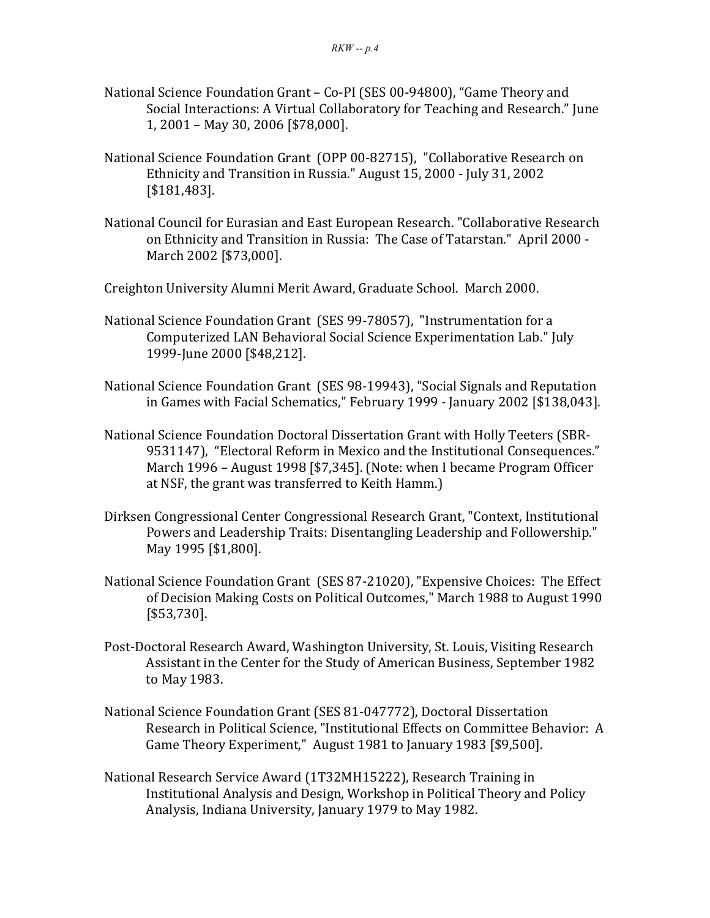National Science Foundation Grant – Co-PI (SES 00-94800), "Game Theory and Social Interactions: A Virtual Collaboratory for Teaching and Research." June 1, 2001 – May 30, 2006 [$78,000].

National Science Foundation Grant (OPP 00-82715), "Collaborative Research on Ethnicity and Transition in Russia." August 15, 2000 - July 31, 2002 [$181,483].

National Council for Eurasian and East European Research. "Collaborative Research on Ethnicity and Transition in Russia: The Case of Tatarstan." April 2000 - March 2002 [$73,000].

Creighton University Alumni Merit Award, Graduate School. March 2000.

National Science Foundation Grant (SES 99-78057), "Instrumentation for a Computerized LAN Behavioral Social Science Experimentation Lab." July 1999-June 2000 [$48,212].

National Science Foundation Grant (SES 98-19943), "Social Signals and Reputation in Games with Facial Schematics," February 1999 - January 2002 [$138,043].

National Science Foundation Doctoral Dissertation Grant with Holly Teeters (SBR-9531147), "Electoral Reform in Mexico and the Institutional Consequences." March 1996 – August 1998 [$7,345]. (Note: when I became Program Officer at NSF, the grant was transferred to Keith Hamm.)

Dirksen Congressional Center Congressional Research Grant, "Context, Institutional Powers and Leadership Traits: Disentangling Leadership and Followership." May 1995 [$1,800].

National Science Foundation Grant (SES 87-21020), "Expensive Choices: The Effect of Decision Making Costs on Political Outcomes," March 1988 to August 1990 [$53,730].

Post-Doctoral Research Award, Washington University, St. Louis, Visiting Research Assistant in the Center for the Study of American Business, September 1982 to May 1983.

National Science Foundation Grant (SES 81-047772), Doctoral Dissertation Research in Political Science, "Institutional Effects on Committee Behavior: A Game Theory Experiment," August 1981 to January 1983 [$9,500].

National Research Service Award (1T32MH15222), Research Training in Institutional Analysis and Design, Workshop in Political Theory and Policy Analysis, Indiana University, January 1979 to May 1982.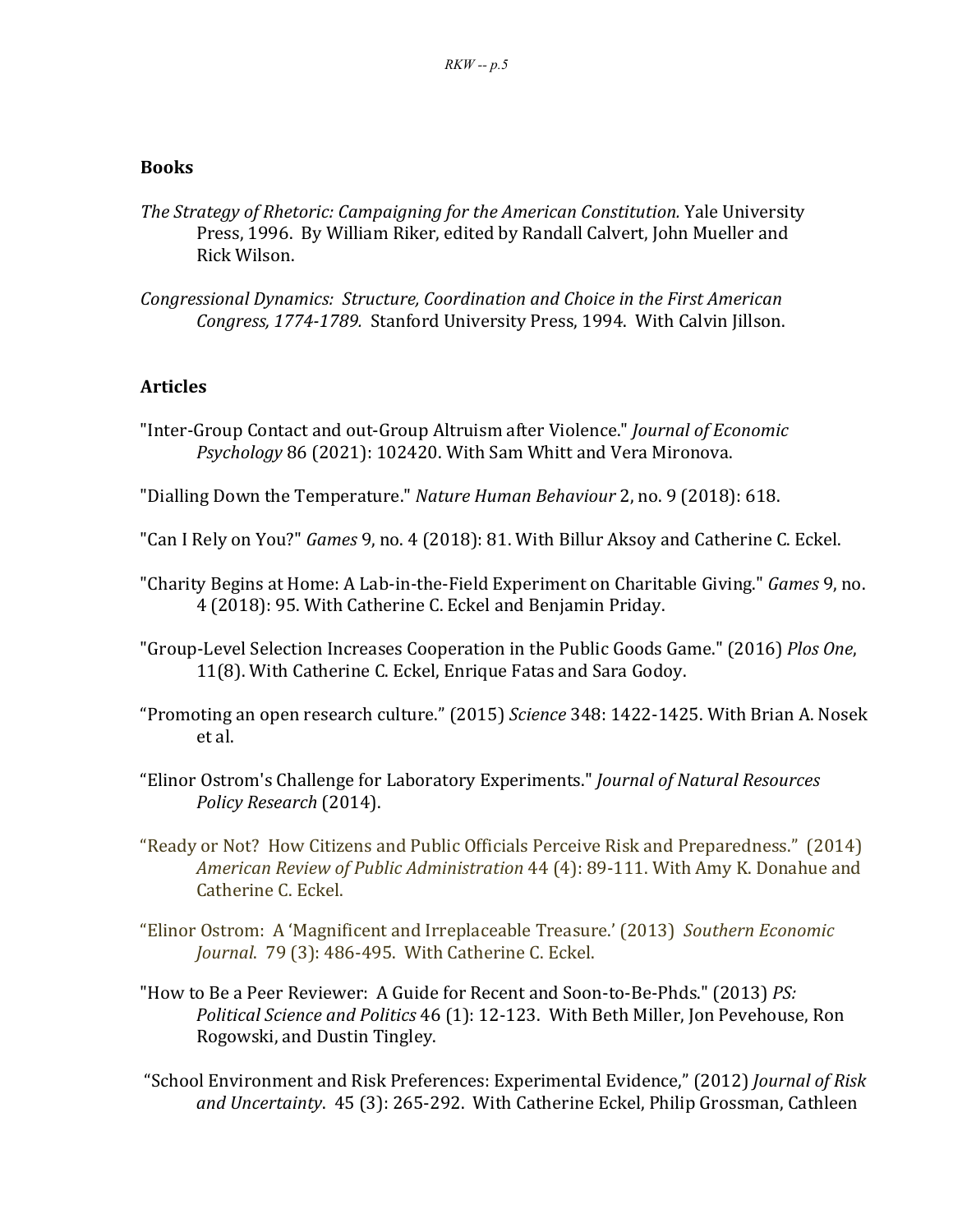## Books

*The Strategy of Rhetoric: Campaigning for the American Constitution.* Yale University Press, 1996. By William Riker, edited by Randall Calvert, John Mueller and Rick Wilson.

*Congressional Dynamics: Structure, Coordination and Choice in the First American Congress, 1774-1789.* Stanford University Press, 1994. With Calvin Jillson.

## Articles

"Inter-Group Contact and out-Group Altruism after Violence." *Journal of Economic Psychology* 86 (2021): 102420. With Sam Whitt and Vera Mironova.

"Dialling Down the Temperature." *Nature Human Behaviour* 2, no. 9 (2018): 618.

"Can I Rely on You?" *Games* 9, no. 4 (2018): 81. With Billur Aksoy and Catherine C. Eckel.

"Charity Begins at Home: A Lab-in-the-Field Experiment on Charitable Giving." *Games* 9, no. 4 (2018): 95. With Catherine C. Eckel and Benjamin Priday.

"Group-Level Selection Increases Cooperation in the Public Goods Game." (2016) *Plos One*, 11(8). With Catherine C. Eckel, Enrique Fatas and Sara Godoy.

"Promoting an open research culture." (2015) *Science* 348: 1422-1425. With Brian A. Nosek et al.

"Elinor Ostrom's Challenge for Laboratory Experiments." *Journal of Natural Resources Policy Research* (2014).

"Ready or Not? How Citizens and Public Officials Perceive Risk and Preparedness." (2014) *American Review of Public Administration* 44 (4): 89-111. With Amy K. Donahue and Catherine C. Eckel.

"Elinor Ostrom: A 'Magnificent and Irreplaceable Treasure.' (2013) *Southern Economic Journal*. 79 (3): 486-495. With Catherine C. Eckel.

"How to Be a Peer Reviewer: A Guide for Recent and Soon-to-Be-Phds." (2013) *PS: Political Science and Politics* 46 (1): 12-123. With Beth Miller, Jon Pevehouse, Ron Rogowski, and Dustin Tingley.

"School Environment and Risk Preferences: Experimental Evidence," (2012) *Journal of Risk and Uncertainty*. 45 (3): 265-292. With Catherine Eckel, Philip Grossman, Cathleen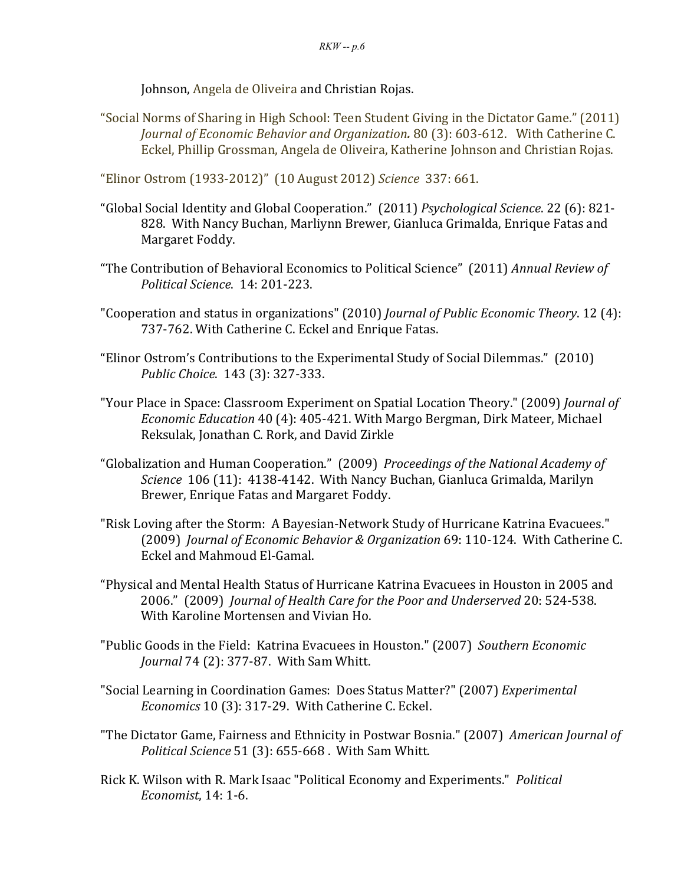Johnson, Angela de Oliveira and Christian Rojas.

"Social Norms of Sharing in High School: Teen Student Giving in the Dictator Game." (2011) *Journal of Economic Behavior and Organization***.** 80 (3): 603-612. With Catherine C. Eckel, Phillip Grossman, Angela de Oliveira, Katherine Johnson and Christian Rojas.

"Elinor Ostrom (1933-2012)" (10 August 2012) *Science* 337: 661.

"Global Social Identity and Global Cooperation." (2011) *Psychological Science*. 22 (6): 821-828. With Nancy Buchan, Marliynn Brewer, Gianluca Grimalda, Enrique Fatas and Margaret Foddy.

"The Contribution of Behavioral Economics to Political Science" (2011) *Annual Review of Political Science*. 14: 201-223.

"Cooperation and status in organizations" (2010) *Journal of Public Economic Theory*. 12 (4): 737-762. With Catherine C. Eckel and Enrique Fatas.

"Elinor Ostrom's Contributions to the Experimental Study of Social Dilemmas." (2010) *Public Choice*. 143 (3): 327-333.

"Your Place in Space: Classroom Experiment on Spatial Location Theory." (2009) *Journal of Economic Education* 40 (4): 405-421. With Margo Bergman, Dirk Mateer, Michael Reksulak, Jonathan C. Rork, and David Zirkle

"Globalization and Human Cooperation." (2009) *Proceedings of the National Academy of Science* 106 (11): 4138-4142. With Nancy Buchan, Gianluca Grimalda, Marilyn Brewer, Enrique Fatas and Margaret Foddy.

"Risk Loving after the Storm: A Bayesian-Network Study of Hurricane Katrina Evacuees." (2009) *Journal of Economic Behavior & Organization* 69: 110-124. With Catherine C. Eckel and Mahmoud El-Gamal.

"Physical and Mental Health Status of Hurricane Katrina Evacuees in Houston in 2005 and 2006." (2009) *Journal of Health Care for the Poor and Underserved* 20: 524-538. With Karoline Mortensen and Vivian Ho.

"Public Goods in the Field: Katrina Evacuees in Houston." (2007) *Southern Economic Journal* 74 (2): 377-87. With Sam Whitt.

"Social Learning in Coordination Games: Does Status Matter?" (2007) *Experimental Economics* 10 (3): 317-29. With Catherine C. Eckel.

"The Dictator Game, Fairness and Ethnicity in Postwar Bosnia." (2007) *American Journal of Political Science* 51 (3): 655-668 . With Sam Whitt.

Rick K. Wilson with R. Mark Isaac "Political Economy and Experiments." *Political Economist*, 14: 1-6.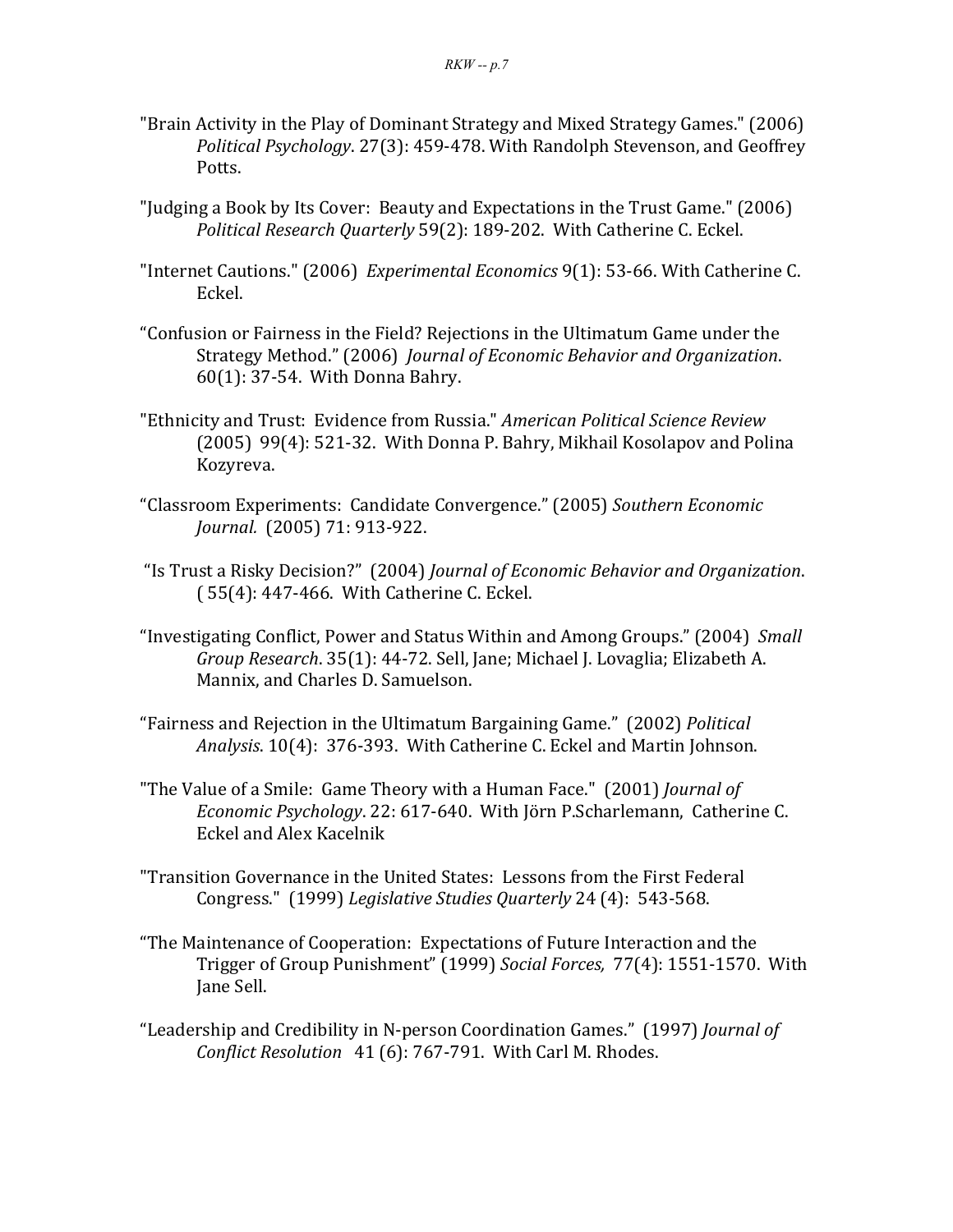"Brain Activity in the Play of Dominant Strategy and Mixed Strategy Games." (2006) *Political Psychology*. 27(3): 459-478. With Randolph Stevenson, and Geoffrey Potts.

"Judging a Book by Its Cover: Beauty and Expectations in the Trust Game." (2006) *Political Research Quarterly* 59(2): 189-202. With Catherine C. Eckel.

"Internet Cautions." (2006) *Experimental Economics* 9(1): 53-66. With Catherine C. Eckel.

"Confusion or Fairness in the Field? Rejections in the Ultimatum Game under the Strategy Method." (2006) *Journal of Economic Behavior and Organization*. 60(1): 37-54. With Donna Bahry.

"Ethnicity and Trust: Evidence from Russia." *American Political Science Review* (2005) 99(4): 521-32. With Donna P. Bahry, Mikhail Kosolapov and Polina Kozyreva.

"Classroom Experiments: Candidate Convergence." (2005) *Southern Economic Journal.* (2005) 71: 913-922.

"Is Trust a Risky Decision?" (2004) *Journal of Economic Behavior and Organization*. ( 55(4): 447-466. With Catherine C. Eckel.

"Investigating Conflict, Power and Status Within and Among Groups." (2004) *Small Group Research*. 35(1): 44-72. Sell, Jane; Michael J. Lovaglia; Elizabeth A. Mannix, and Charles D. Samuelson.

"Fairness and Rejection in the Ultimatum Bargaining Game." (2002) *Political Analysis*. 10(4): 376-393. With Catherine C. Eckel and Martin Johnson.

"The Value of a Smile: Game Theory with a Human Face." (2001) *Journal of Economic Psychology*. 22: 617-640. With Jörn P.Scharlemann, Catherine C. Eckel and Alex Kacelnik

"Transition Governance in the United States: Lessons from the First Federal Congress." (1999) *Legislative Studies Quarterly* 24 (4): 543-568.

"The Maintenance of Cooperation: Expectations of Future Interaction and the Trigger of Group Punishment" (1999) *Social Forces,* 77(4): 1551-1570. With Jane Sell.

"Leadership and Credibility in N-person Coordination Games." (1997) *Journal of Conflict Resolution* 41 (6): 767-791. With Carl M. Rhodes.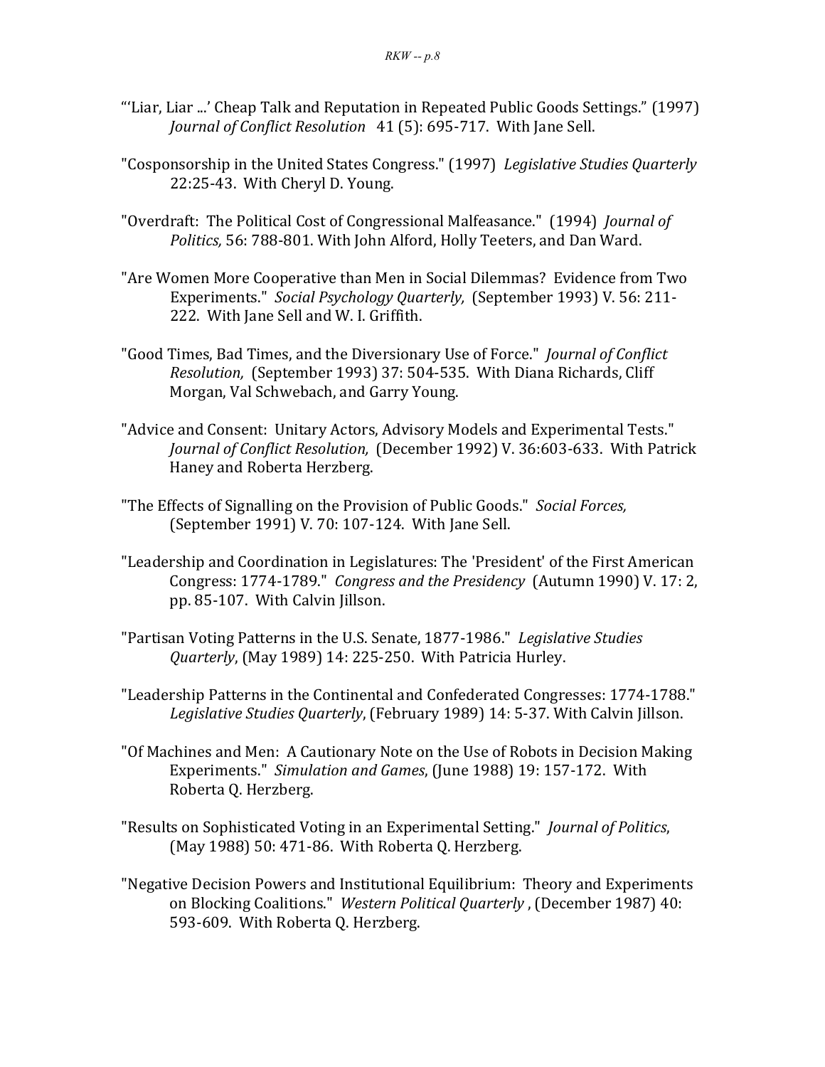"'Liar, Liar ...' Cheap Talk and Reputation in Repeated Public Goods Settings." (1997) *Journal of Conflict Resolution* 41 (5): 695-717. With Jane Sell.

"Cosponsorship in the United States Congress." (1997) *Legislative Studies Quarterly* 22:25-43. With Cheryl D. Young.

"Overdraft: The Political Cost of Congressional Malfeasance." (1994) *Journal of Politics,* 56: 788-801. With John Alford, Holly Teeters, and Dan Ward.

"Are Women More Cooperative than Men in Social Dilemmas? Evidence from Two Experiments." *Social Psychology Quarterly,* (September 1993) V. 56: 211-222. With Jane Sell and W. I. Griffith.

"Good Times, Bad Times, and the Diversionary Use of Force." *Journal of Conflict Resolution,* (September 1993) 37: 504-535. With Diana Richards, Cliff Morgan, Val Schwebach, and Garry Young.

"Advice and Consent: Unitary Actors, Advisory Models and Experimental Tests." *Journal of Conflict Resolution,* (December 1992) V. 36:603-633. With Patrick Haney and Roberta Herzberg.

"The Effects of Signalling on the Provision of Public Goods." *Social Forces,* (September 1991) V. 70: 107-124. With Jane Sell.

"Leadership and Coordination in Legislatures: The 'President' of the First American Congress: 1774-1789." *Congress and the Presidency* (Autumn 1990) V. 17: 2, pp. 85-107. With Calvin Jillson.

"Partisan Voting Patterns in the U.S. Senate, 1877-1986." *Legislative Studies Quarterly*, (May 1989) 14: 225-250. With Patricia Hurley.

"Leadership Patterns in the Continental and Confederated Congresses: 1774-1788." *Legislative Studies Quarterly*, (February 1989) 14: 5-37. With Calvin Jillson.

"Of Machines and Men: A Cautionary Note on the Use of Robots in Decision Making Experiments." *Simulation and Games*, (June 1988) 19: 157-172. With Roberta Q. Herzberg.

"Results on Sophisticated Voting in an Experimental Setting." *Journal of Politics*, (May 1988) 50: 471-86. With Roberta Q. Herzberg.

"Negative Decision Powers and Institutional Equilibrium: Theory and Experiments on Blocking Coalitions." *Western Political Quarterly* , (December 1987) 40: 593-609. With Roberta Q. Herzberg.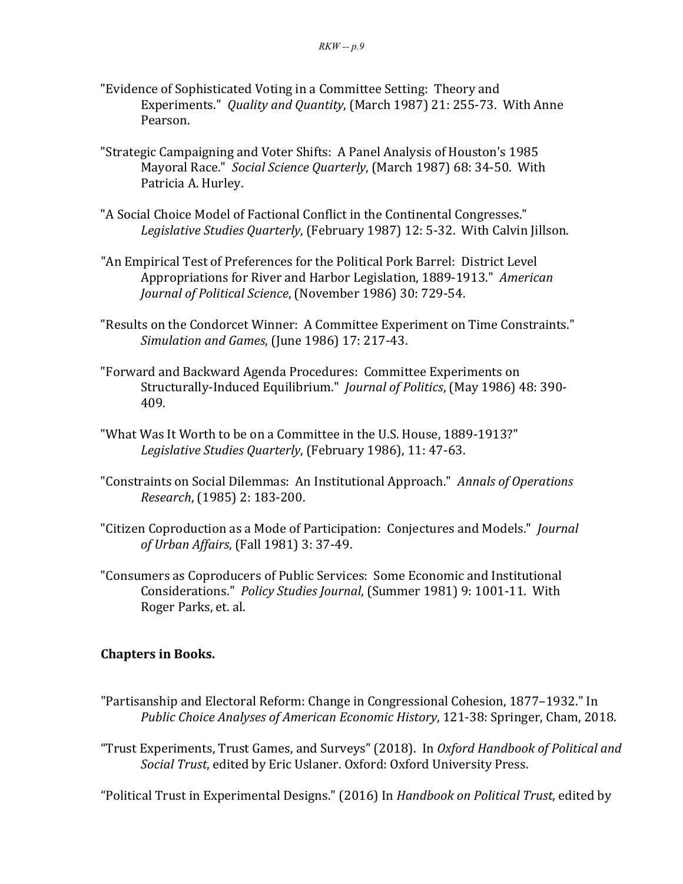"Evidence of Sophisticated Voting in a Committee Setting: Theory and Experiments." *Quality and Quantity*, (March 1987) 21: 255-73. With Anne Pearson.

"Strategic Campaigning and Voter Shifts: A Panel Analysis of Houston's 1985 Mayoral Race." *Social Science Quarterly*, (March 1987) 68: 34-50. With Patricia A. Hurley.

"A Social Choice Model of Factional Conflict in the Continental Congresses." *Legislative Studies Quarterly*, (February 1987) 12: 5-32. With Calvin Jillson.

"An Empirical Test of Preferences for the Political Pork Barrel: District Level Appropriations for River and Harbor Legislation, 1889-1913." *American Journal of Political Science*, (November 1986) 30: 729-54.

"Results on the Condorcet Winner: A Committee Experiment on Time Constraints." *Simulation and Games*, (June 1986) 17: 217-43.

"Forward and Backward Agenda Procedures: Committee Experiments on Structurally-Induced Equilibrium." *Journal of Politics*, (May 1986) 48: 390-409.

"What Was It Worth to be on a Committee in the U.S. House, 1889-1913?" *Legislative Studies Quarterly*, (February 1986), 11: 47-63.

"Constraints on Social Dilemmas: An Institutional Approach." *Annals of Operations Research*, (1985) 2: 183-200.

"Citizen Coproduction as a Mode of Participation: Conjectures and Models." *Journal of Urban Affairs*, (Fall 1981) 3: 37-49.

"Consumers as Coproducers of Public Services: Some Economic and Institutional Considerations." *Policy Studies Journal*, (Summer 1981) 9: 1001-11. With Roger Parks, et. al.

**Chapters in Books.**

"Partisanship and Electoral Reform: Change in Congressional Cohesion, 1877–1932." In *Public Choice Analyses of American Economic History*, 121-38: Springer, Cham, 2018.

"Trust Experiments, Trust Games, and Surveys" (2018). In *Oxford Handbook of Political and Social Trust*, edited by Eric Uslaner. Oxford: Oxford University Press.

"Political Trust in Experimental Designs." (2016) In *Handbook on Political Trust*, edited by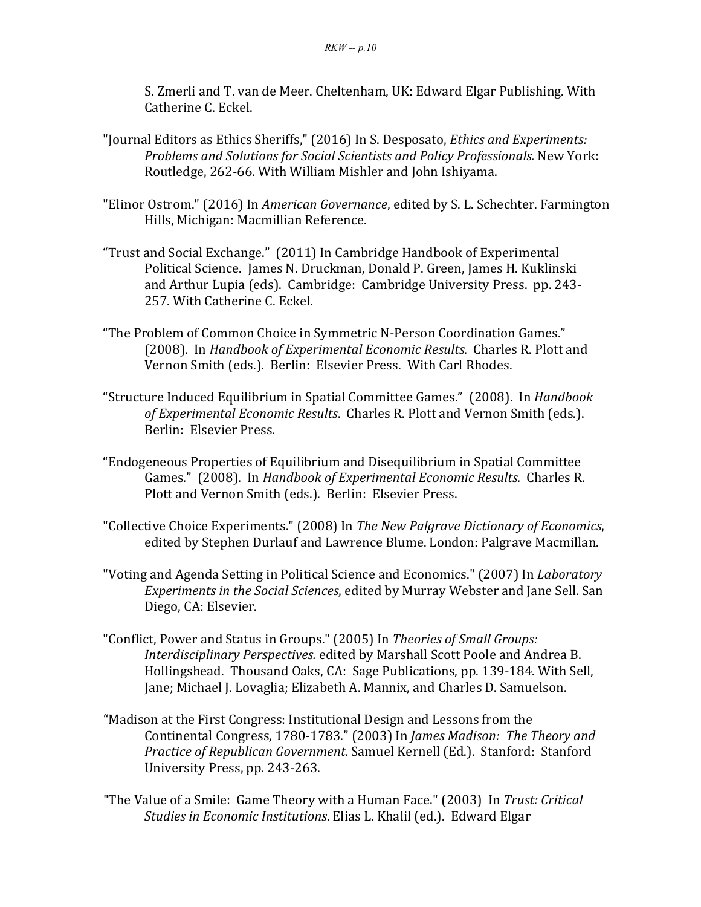S. Zmerli and T. van de Meer. Cheltenham, UK: Edward Elgar Publishing. With Catherine C. Eckel.

"Journal Editors as Ethics Sheriffs," (2016) In S. Desposato, *Ethics and Experiments: Problems and Solutions for Social Scientists and Policy Professionals.* New York: Routledge, 262-66. With William Mishler and John Ishiyama.

"Elinor Ostrom." (2016) In *American Governance*, edited by S. L. Schechter. Farmington Hills, Michigan: Macmillian Reference.

"Trust and Social Exchange." (2011) In Cambridge Handbook of Experimental Political Science. James N. Druckman, Donald P. Green, James H. Kuklinski and Arthur Lupia (eds). Cambridge: Cambridge University Press. pp. 243-257. With Catherine C. Eckel.

"The Problem of Common Choice in Symmetric N-Person Coordination Games." (2008). In *Handbook of Experimental Economic Results*. Charles R. Plott and Vernon Smith (eds.). Berlin: Elsevier Press. With Carl Rhodes.

"Structure Induced Equilibrium in Spatial Committee Games." (2008). In *Handbook of Experimental Economic Results*. Charles R. Plott and Vernon Smith (eds.). Berlin: Elsevier Press.

"Endogeneous Properties of Equilibrium and Disequilibrium in Spatial Committee Games." (2008). In *Handbook of Experimental Economic Results*. Charles R. Plott and Vernon Smith (eds.). Berlin: Elsevier Press.

"Collective Choice Experiments." (2008) In *The New Palgrave Dictionary of Economics*, edited by Stephen Durlauf and Lawrence Blume. London: Palgrave Macmillan.

"Voting and Agenda Setting in Political Science and Economics." (2007) In *Laboratory Experiments in the Social Sciences*, edited by Murray Webster and Jane Sell. San Diego, CA: Elsevier.

"Conflict, Power and Status in Groups." (2005) In *Theories of Small Groups: Interdisciplinary Perspectives.* edited by Marshall Scott Poole and Andrea B. Hollingshead. Thousand Oaks, CA: Sage Publications, pp. 139-184. With Sell, Jane; Michael J. Lovaglia; Elizabeth A. Mannix, and Charles D. Samuelson.

"Madison at the First Congress: Institutional Design and Lessons from the Continental Congress, 1780-1783." (2003) In *James Madison: The Theory and Practice of Republican Government*. Samuel Kernell (Ed.). Stanford: Stanford University Press, pp. 243-263.

"The Value of a Smile: Game Theory with a Human Face." (2003) In *Trust: Critical Studies in Economic Institutions*. Elias L. Khalil (ed.). Edward Elgar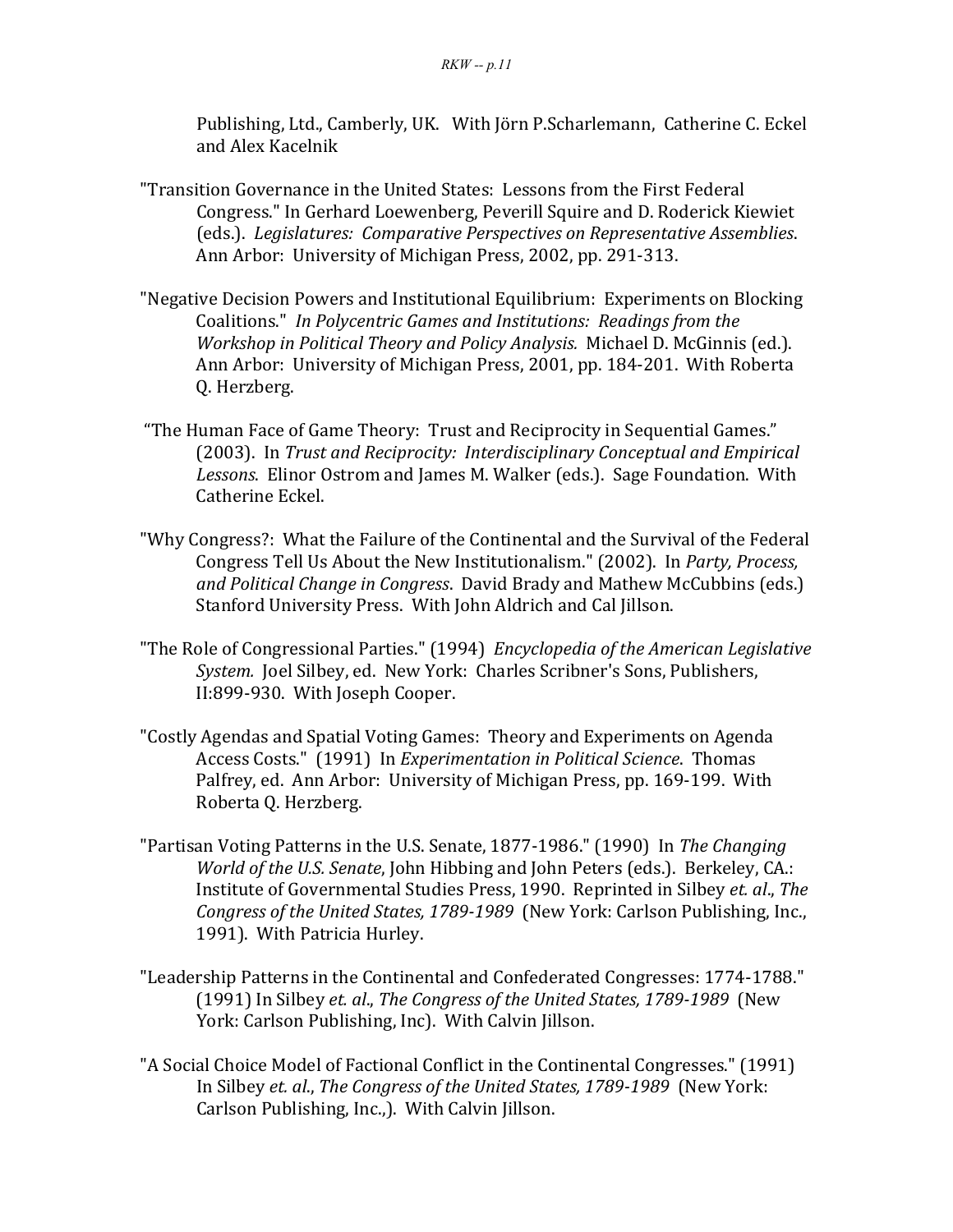Publishing, Ltd., Camberly, UK. With Jörn P.Scharlemann, Catherine C. Eckel and Alex Kacelnik

"Transition Governance in the United States: Lessons from the First Federal Congress." In Gerhard Loewenberg, Peverill Squire and D. Roderick Kiewiet (eds.). *Legislatures: Comparative Perspectives on Representative Assemblies*. Ann Arbor: University of Michigan Press, 2002, pp. 291-313.

"Negative Decision Powers and Institutional Equilibrium: Experiments on Blocking Coalitions." *In Polycentric Games and Institutions: Readings from the Workshop in Political Theory and Policy Analysis.* Michael D. McGinnis (ed.). Ann Arbor: University of Michigan Press, 2001, pp. 184-201. With Roberta Q. Herzberg.

"The Human Face of Game Theory: Trust and Reciprocity in Sequential Games." (2003). In *Trust and Reciprocity: Interdisciplinary Conceptual and Empirical Lessons*. Elinor Ostrom and James M. Walker (eds.). Sage Foundation. With Catherine Eckel.

"Why Congress?: What the Failure of the Continental and the Survival of the Federal Congress Tell Us About the New Institutionalism." (2002). In *Party, Process, and Political Change in Congress*. David Brady and Mathew McCubbins (eds.) Stanford University Press. With John Aldrich and Cal Jillson.

"The Role of Congressional Parties." (1994) *Encyclopedia of the American Legislative System.* Joel Silbey, ed. New York: Charles Scribner's Sons, Publishers, II:899-930. With Joseph Cooper.

"Costly Agendas and Spatial Voting Games: Theory and Experiments on Agenda Access Costs." (1991) In *Experimentation in Political Science*. Thomas Palfrey, ed. Ann Arbor: University of Michigan Press, pp. 169-199. With Roberta Q. Herzberg.

"Partisan Voting Patterns in the U.S. Senate, 1877-1986." (1990) In *The Changing World of the U.S. Senate*, John Hibbing and John Peters (eds.). Berkeley, CA.: Institute of Governmental Studies Press, 1990. Reprinted in Silbey *et. al*., *The Congress of the United States, 1789-1989* (New York: Carlson Publishing, Inc., 1991). With Patricia Hurley.

"Leadership Patterns in the Continental and Confederated Congresses: 1774-1788." (1991) In Silbey *et. al*., *The Congress of the United States, 1789-1989* (New York: Carlson Publishing, Inc). With Calvin Jillson.

"A Social Choice Model of Factional Conflict in the Continental Congresses." (1991) In Silbey *et. al*., *The Congress of the United States, 1789-1989* (New York: Carlson Publishing, Inc.,). With Calvin Jillson.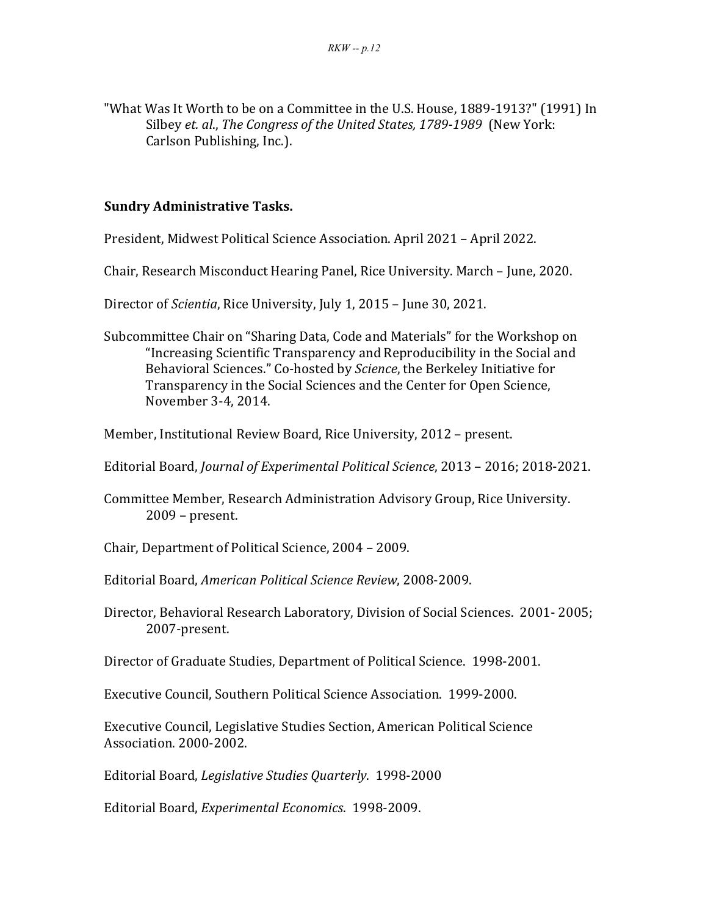"What Was It Worth to be on a Committee in the U.S. House, 1889-1913?" (1991) In Silbey *et. al.*, *The Congress of the United States, 1789-1989* (New York: Carlson Publishing, Inc.).

**Sundry Administrative Tasks.**

President, Midwest Political Science Association. April 2021 – April 2022.

Chair, Research Misconduct Hearing Panel, Rice University. March – June, 2020.

Director of *Scientia*, Rice University, July 1, 2015 – June 30, 2021.

Subcommittee Chair on "Sharing Data, Code and Materials" for the Workshop on "Increasing Scientific Transparency and Reproducibility in the Social and Behavioral Sciences." Co-hosted by *Science*, the Berkeley Initiative for Transparency in the Social Sciences and the Center for Open Science, November 3-4, 2014.

Member, Institutional Review Board, Rice University, 2012 – present.

Editorial Board, *Journal of Experimental Political Science*, 2013 – 2016; 2018-2021.

Committee Member, Research Administration Advisory Group, Rice University. 2009 – present.

Chair, Department of Political Science, 2004 – 2009.

Editorial Board, *American Political Science Review*, 2008-2009.

Director, Behavioral Research Laboratory, Division of Social Sciences. 2001- 2005; 2007-present.

Director of Graduate Studies, Department of Political Science. 1998-2001.

Executive Council, Southern Political Science Association. 1999-2000.

Executive Council, Legislative Studies Section, American Political Science Association. 2000-2002.

Editorial Board, *Legislative Studies Quarterly*. 1998-2000

Editorial Board, *Experimental Economics*. 1998-2009.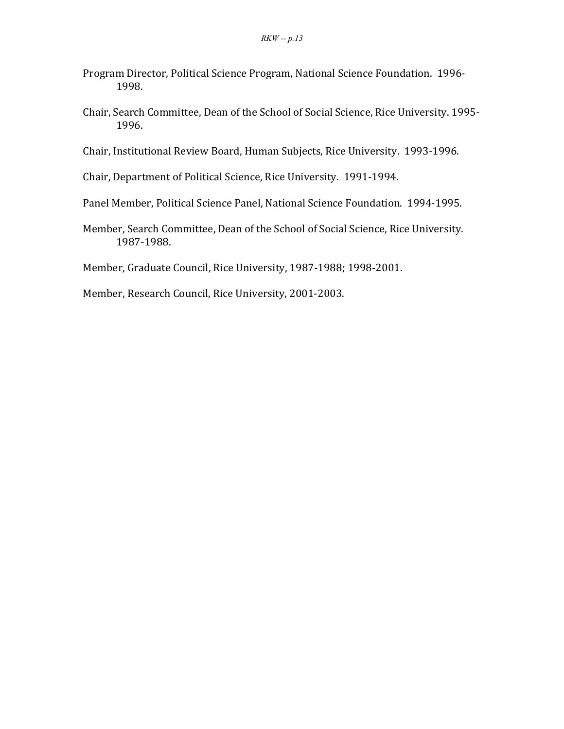Program Director, Political Science Program, National Science Foundation. 1996-1998.

Chair, Search Committee, Dean of the School of Social Science, Rice University. 1995-1996.

Chair, Institutional Review Board, Human Subjects, Rice University. 1993-1996.

Chair, Department of Political Science, Rice University. 1991-1994.

Panel Member, Political Science Panel, National Science Foundation. 1994-1995.

Member, Search Committee, Dean of the School of Social Science, Rice University. 1987-1988.

Member, Graduate Council, Rice University, 1987-1988; 1998-2001.

Member, Research Council, Rice University, 2001-2003.